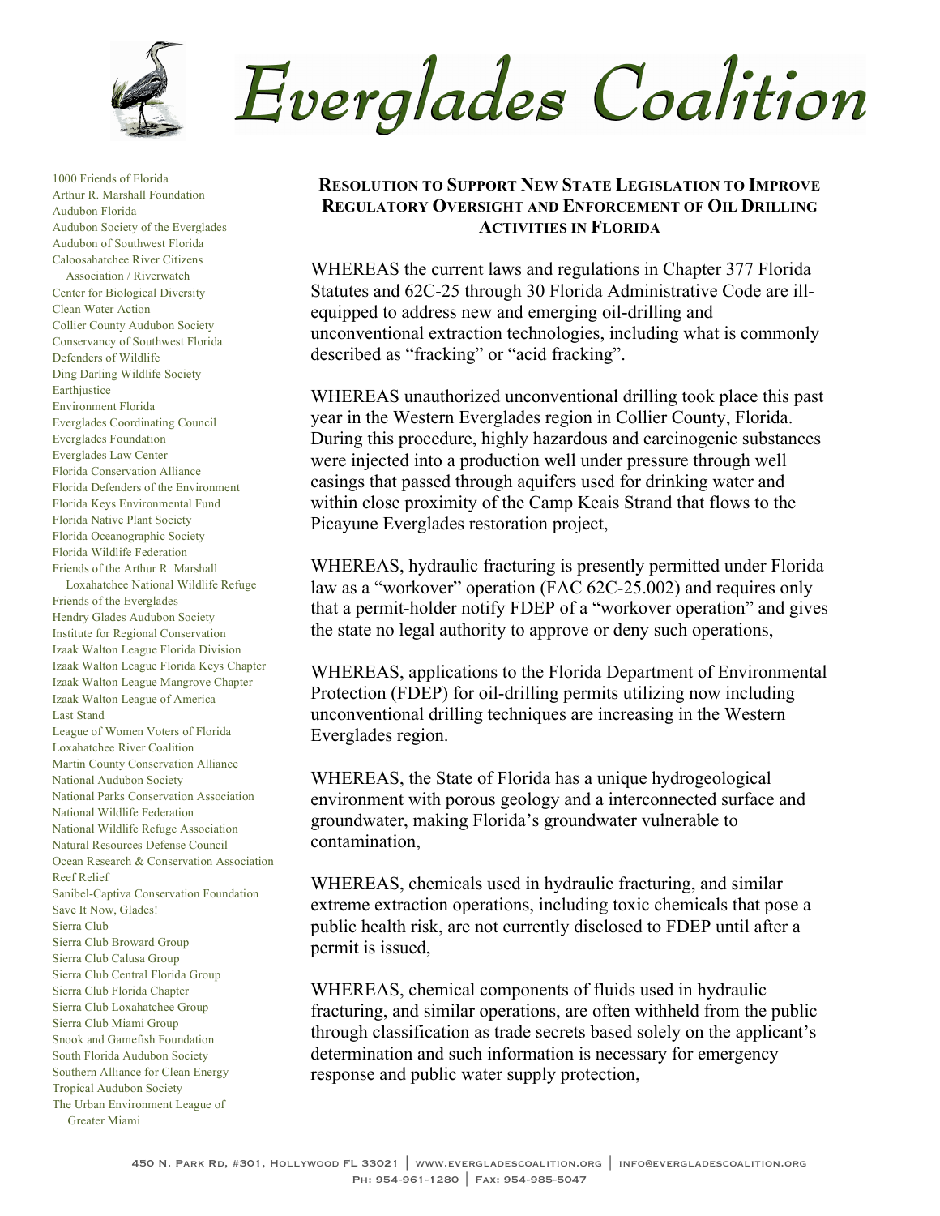# Everglades Coalition

1000 Friends of Florida
Arthur R. Marshall Foundation
Audubon Florida
Audubon Society of the Everglades
Audubon of Southwest Florida
Caloosahatchee River Citizens Association / Riverwatch
Center for Biological Diversity
Clean Water Action
Collier County Audubon Society
Conservancy of Southwest Florida
Defenders of Wildlife
Ding Darling Wildlife Society
Earthjustice
Environment Florida
Everglades Coordinating Council
Everglades Foundation
Everglades Law Center
Florida Conservation Alliance
Florida Defenders of the Environment
Florida Keys Environmental Fund
Florida Native Plant Society
Florida Oceanographic Society
Florida Wildlife Federation
Friends of the Arthur R. Marshall Loxahatchee National Wildlife Refuge
Friends of the Everglades
Hendry Glades Audubon Society
Institute for Regional Conservation
Izaak Walton League Florida Division
Izaak Walton League Florida Keys Chapter
Izaak Walton League Mangrove Chapter
Izaak Walton League of America
Last Stand
League of Women Voters of Florida
Loxahatchee River Coalition
Martin County Conservation Alliance
National Audubon Society
National Parks Conservation Association
National Wildlife Federation
National Wildlife Refuge Association
Natural Resources Defense Council
Ocean Research & Conservation Association
Reef Relief
Sanibel-Captiva Conservation Foundation
Save It Now, Glades!
Sierra Club
Sierra Club Broward Group
Sierra Club Calusa Group
Sierra Club Central Florida Group
Sierra Club Florida Chapter
Sierra Club Loxahatchee Group
Sierra Club Miami Group
Snook and Gamefish Foundation
South Florida Audubon Society
Southern Alliance for Clean Energy
Tropical Audubon Society
The Urban Environment League of Greater Miami

## Resolution to Support New State Legislation to Improve Regulatory Oversight and Enforcement of Oil Drilling Activities in Florida

WHEREAS the current laws and regulations in Chapter 377 Florida Statutes and 62C-25 through 30 Florida Administrative Code are ill-equipped to address new and emerging oil-drilling and unconventional extraction technologies, including what is commonly described as “fracking” or “acid fracking”.

WHEREAS unauthorized unconventional drilling took place this past year in the Western Everglades region in Collier County, Florida. During this procedure, highly hazardous and carcinogenic substances were injected into a production well under pressure through well casings that passed through aquifers used for drinking water and within close proximity of the Camp Keais Strand that flows to the Picayune Everglades restoration project,

WHEREAS, hydraulic fracturing is presently permitted under Florida law as a “workover” operation (FAC 62C-25.002) and requires only that a permit-holder notify FDEP of a “workover operation” and gives the state no legal authority to approve or deny such operations,

WHEREAS, applications to the Florida Department of Environmental Protection (FDEP) for oil-drilling permits utilizing now including unconventional drilling techniques are increasing in the Western Everglades region.

WHEREAS, the State of Florida has a unique hydrogeological environment with porous geology and a interconnected surface and groundwater, making Florida’s groundwater vulnerable to contamination,

WHEREAS, chemicals used in hydraulic fracturing, and similar extreme extraction operations, including toxic chemicals that pose a public health risk, are not currently disclosed to FDEP until after a permit is issued,

WHEREAS, chemical components of fluids used in hydraulic fracturing, and similar operations, are often withheld from the public through classification as trade secrets based solely on the applicant’s determination and such information is necessary for emergency response and public water supply protection,

450 N. Park Rd, #301, Hollywood FL 33021 | www.evergladescoalition.org | info@evergladescoalition.org
Ph: 954-961-1280 | Fax: 954-985-5047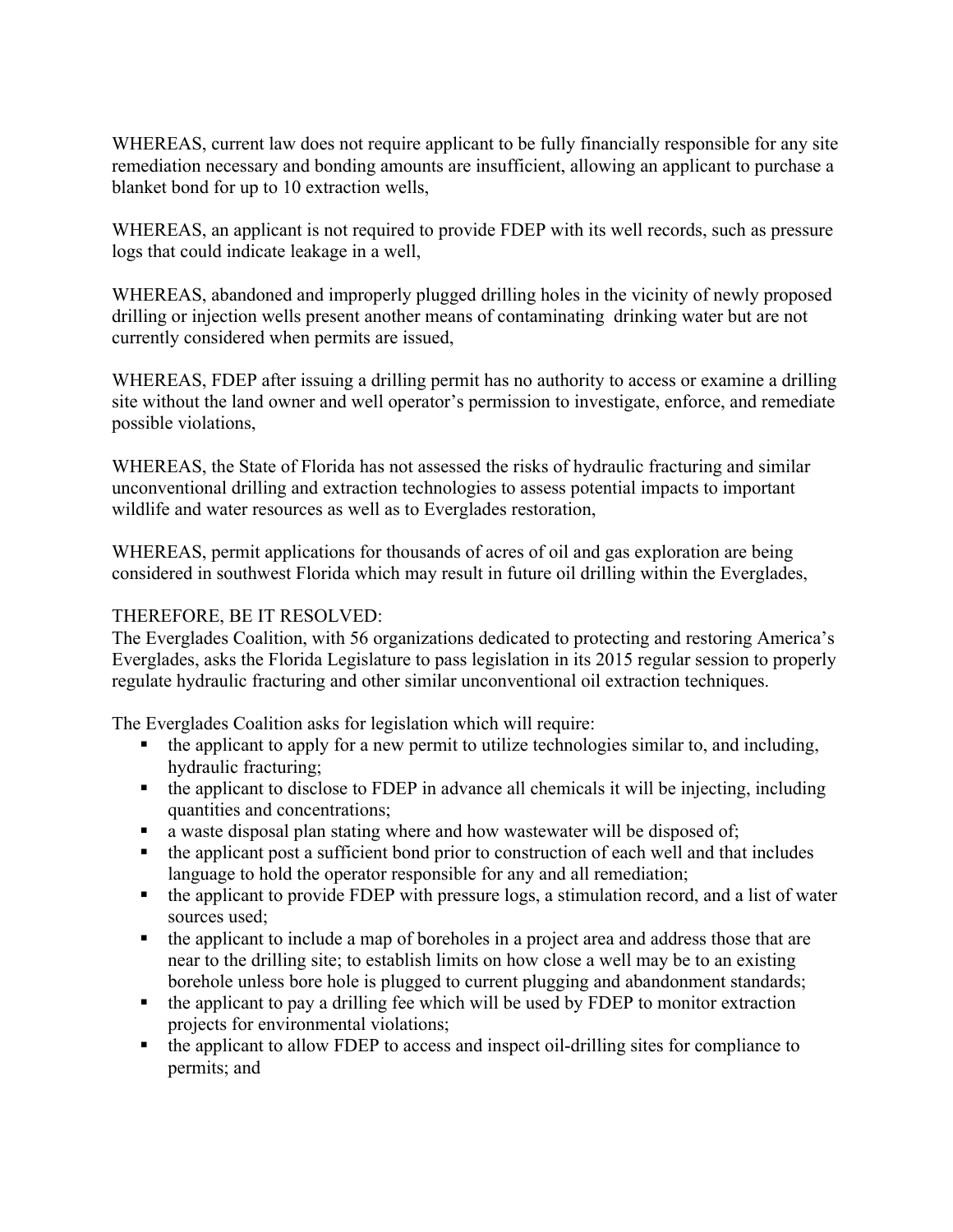WHEREAS, current law does not require applicant to be fully financially responsible for any site remediation necessary and bonding amounts are insufficient, allowing an applicant to purchase a blanket bond for up to 10 extraction wells,

WHEREAS, an applicant is not required to provide FDEP with its well records, such as pressure logs that could indicate leakage in a well,

WHEREAS, abandoned and improperly plugged drilling holes in the vicinity of newly proposed drilling or injection wells present another means of contaminating drinking water but are not currently considered when permits are issued,

WHEREAS, FDEP after issuing a drilling permit has no authority to access or examine a drilling site without the land owner and well operator's permission to investigate, enforce, and remediate possible violations,

WHEREAS, the State of Florida has not assessed the risks of hydraulic fracturing and similar unconventional drilling and extraction technologies to assess potential impacts to important wildlife and water resources as well as to Everglades restoration,

WHEREAS, permit applications for thousands of acres of oil and gas exploration are being considered in southwest Florida which may result in future oil drilling within the Everglades,

THEREFORE, BE IT RESOLVED:
The Everglades Coalition, with 56 organizations dedicated to protecting and restoring America's Everglades, asks the Florida Legislature to pass legislation in its 2015 regular session to properly regulate hydraulic fracturing and other similar unconventional oil extraction techniques.

The Everglades Coalition asks for legislation which will require:

- the applicant to apply for a new permit to utilize technologies similar to, and including, hydraulic fracturing;
- the applicant to disclose to FDEP in advance all chemicals it will be injecting, including quantities and concentrations;
- a waste disposal plan stating where and how wastewater will be disposed of;
- the applicant post a sufficient bond prior to construction of each well and that includes language to hold the operator responsible for any and all remediation;
- the applicant to provide FDEP with pressure logs, a stimulation record, and a list of water sources used;
- the applicant to include a map of boreholes in a project area and address those that are near to the drilling site; to establish limits on how close a well may be to an existing borehole unless bore hole is plugged to current plugging and abandonment standards;
- the applicant to pay a drilling fee which will be used by FDEP to monitor extraction projects for environmental violations;
- the applicant to allow FDEP to access and inspect oil-drilling sites for compliance to permits; and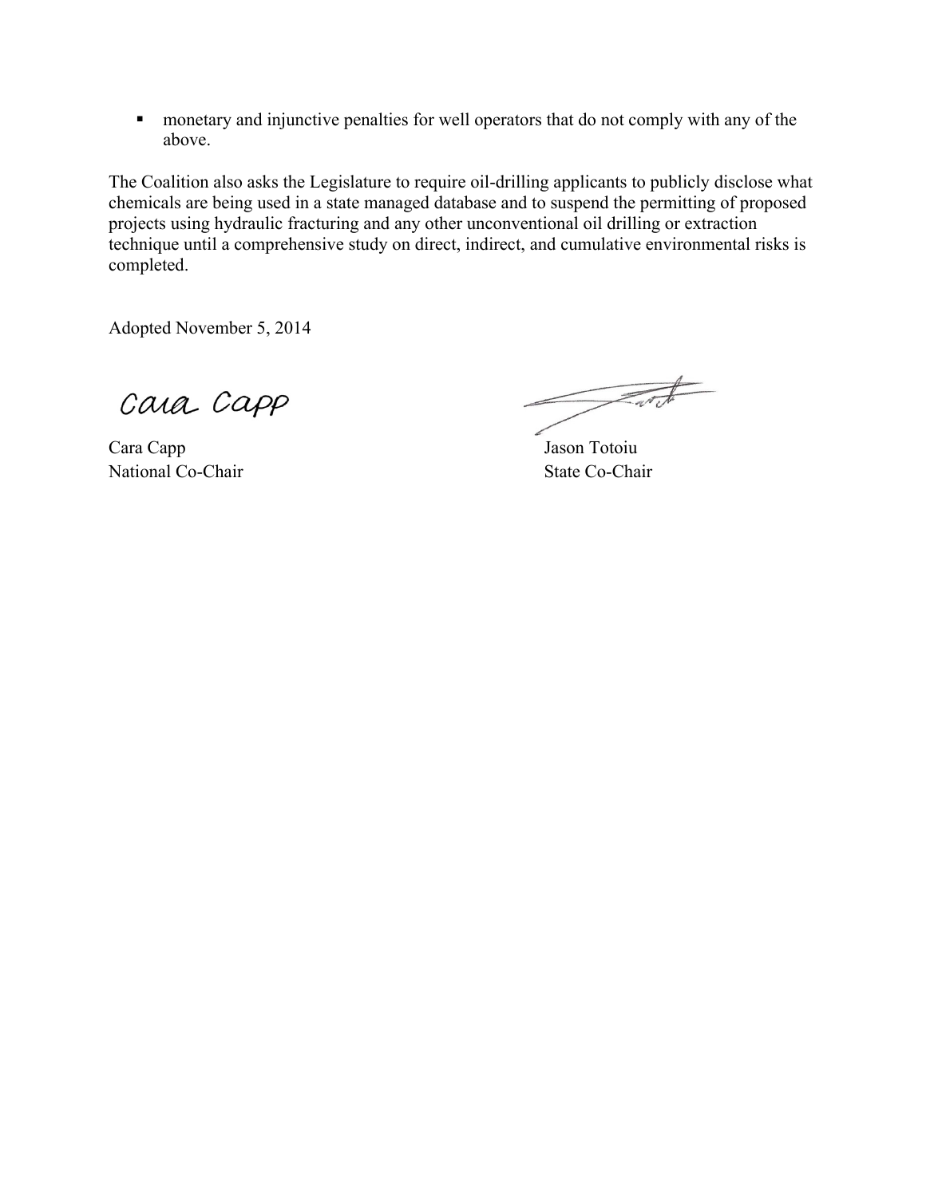- monetary and injunctive penalties for well operators that do not comply with any of the above.

The Coalition also asks the Legislature to require oil-drilling applicants to publicly disclose what chemicals are being used in a state managed database and to suspend the permitting of proposed projects using hydraulic fracturing and any other unconventional oil drilling or extraction technique until a comprehensive study on direct, indirect, and cumulative environmental risks is completed.

Adopted November 5, 2014

Cara Capp
National Co-Chair

Jason Totoiu
State Co-Chair